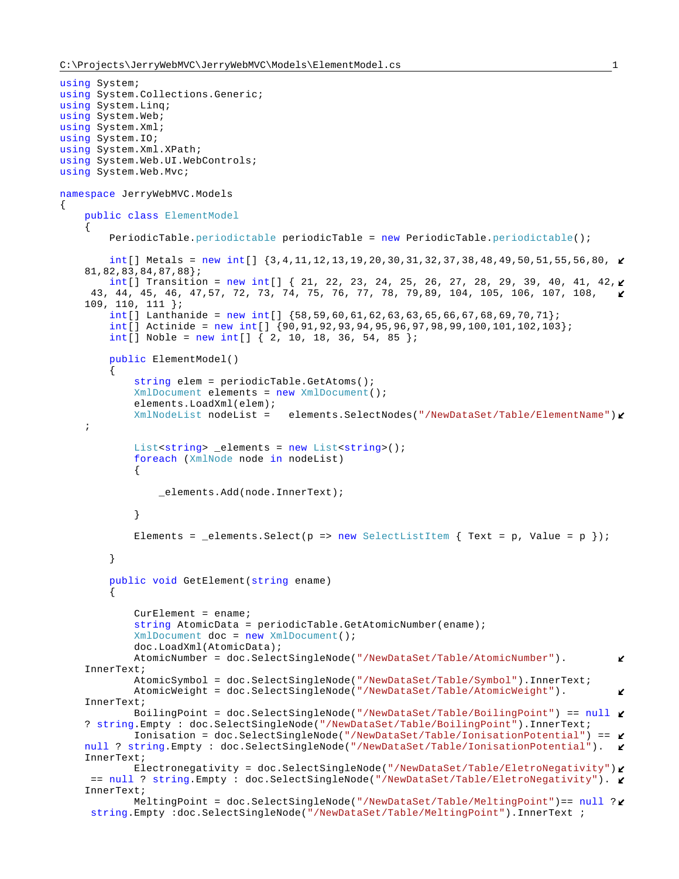C:\Projects\JerryWebMVC\JerryWebMVC\Models\ElementModel.cs

```csharp
using System;
using System.Collections.Generic;
using System.Linq;
using System.Web;
using System.Xml;
using System.IO;
using System.Xml.XPath;
using System.Web.UI.WebControls;
using System.Web.Mvc;

namespace JerryWebMVC.Models
{
    public class ElementModel
    {
        PeriodicTable.periodictable periodicTable = new PeriodicTable.periodictable();

        int[] Metals = new int[] {3,4,11,12,13,19,20,30,31,32,37,38,48,49,50,51,55,56,80,81,82,83,84,87,88};
        int[] Transition = new int[] { 21, 22, 23, 24, 25, 26, 27, 28, 29, 39, 40, 41, 42, 43, 44, 45, 46, 47,57, 72, 73, 74, 75, 76, 77, 78, 79,89, 104, 105, 106, 107, 108, 109, 110, 111 };
        int[] Lanthanide = new int[] {58,59,60,61,62,63,63,65,66,67,68,69,70,71};
        int[] Actinide = new int[] {90,91,92,93,94,95,96,97,98,99,100,101,102,103};
        int[] Noble = new int[] { 2, 10, 18, 36, 54, 85 };

        public ElementModel()
        {
            string elem = periodicTable.GetAtoms();
            XmlDocument elements = new XmlDocument();
            elements.LoadXml(elem);
            XmlNodeList nodeList =   elements.SelectNodes("/NewDataSet/Table/ElementName");

            List<string> _elements = new List<string>();
            foreach (XmlNode node in nodeList)
            {

                _elements.Add(node.InnerText);

            }

            Elements = _elements.Select(p => new SelectListItem { Text = p, Value = p });

        }

        public void GetElement(string ename)
        {

            CurElement = ename;
            string AtomicData = periodicTable.GetAtomicNumber(ename);
            XmlDocument doc = new XmlDocument();
            doc.LoadXml(AtomicData);
            AtomicNumber = doc.SelectSingleNode("/NewDataSet/Table/AtomicNumber").InnerText;
            AtomicSymbol = doc.SelectSingleNode("/NewDataSet/Table/Symbol").InnerText;
            AtomicWeight = doc.SelectSingleNode("/NewDataSet/Table/AtomicWeight").InnerText;
            BoilingPoint = doc.SelectSingleNode("/NewDataSet/Table/BoilingPoint") == null ? string.Empty : doc.SelectSingleNode("/NewDataSet/Table/BoilingPoint").InnerText;
            Ionisation = doc.SelectSingleNode("/NewDataSet/Table/IonisationPotential") == null ? string.Empty : doc.SelectSingleNode("/NewDataSet/Table/IonisationPotential").InnerText;
            Electronegativity = doc.SelectSingleNode("/NewDataSet/Table/EletroNegativity") == null ? string.Empty : doc.SelectSingleNode("/NewDataSet/Table/EletroNegativity").InnerText;
            MeltingPoint = doc.SelectSingleNode("/NewDataSet/Table/MeltingPoint")== null ? string.Empty :doc.SelectSingleNode("/NewDataSet/Table/MeltingPoint").InnerText ;
```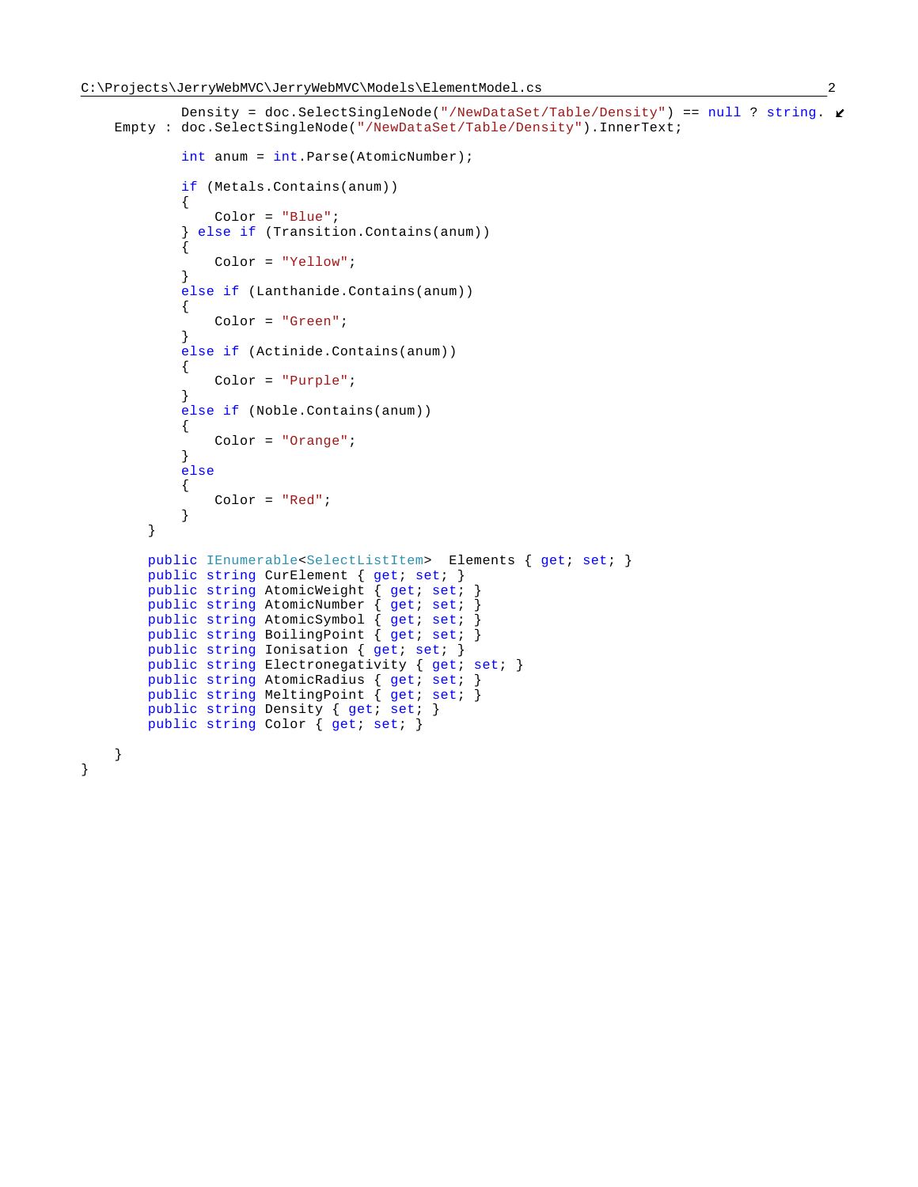```
            Density = doc.SelectSingleNode("/NewDataSet/Table/Density") == null ? string.
    Empty : doc.SelectSingleNode("/NewDataSet/Table/Density").InnerText;

            int anum = int.Parse(AtomicNumber);

            if (Metals.Contains(anum))
            {
                Color = "Blue";
            } else if (Transition.Contains(anum))
            {
                Color = "Yellow";
            }
            else if (Lanthanide.Contains(anum))
            {
                Color = "Green";
            }
            else if (Actinide.Contains(anum))
            {
                Color = "Purple";
            }
            else if (Noble.Contains(anum))
            {
                Color = "Orange";
            }
            else
            {
                Color = "Red";
            }
        }

        public IEnumerable<SelectListItem>  Elements { get; set; }
        public string CurElement { get; set; }
        public string AtomicWeight { get; set; }
        public string AtomicNumber { get; set; }
        public string AtomicSymbol { get; set; }
        public string BoilingPoint { get; set; }
        public string Ionisation { get; set; }
        public string Electronegativity { get; set; }
        public string AtomicRadius { get; set; }
        public string MeltingPoint { get; set; }
        public string Density { get; set; }
        public string Color { get; set; }

    }
}
```